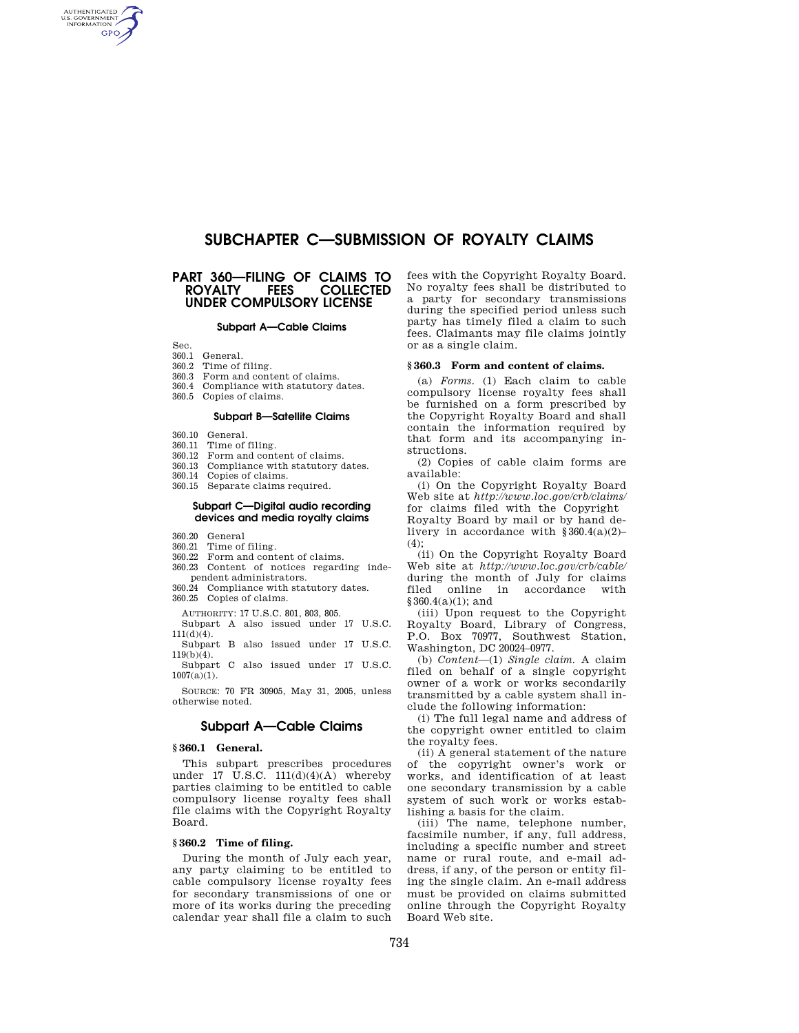# SUBCHAPTER C—SUBMISSION OF ROYALTY CLAIMS

## PART 360—FILING OF CLAIMS TO ROYALTY FEES COLLECTED UNDER COMPULSORY LICENSE

### Subpart A—Cable Claims

Sec.
360.1 General.
360.2 Time of filing.
360.3 Form and content of claims.
360.4 Compliance with statutory dates.
360.5 Copies of claims.

### Subpart B—Satellite Claims

360.10 General.
360.11 Time of filing.
360.12 Form and content of claims.
360.13 Compliance with statutory dates.
360.14 Copies of claims.
360.15 Separate claims required.

### Subpart C—Digital audio recording devices and media royalty claims

360.20 General
360.21 Time of filing.
360.22 Form and content of claims.
360.23 Content of notices regarding independent administrators.
360.24 Compliance with statutory dates.
360.25 Copies of claims.

AUTHORITY: 17 U.S.C. 801, 803, 805.

Subpart A also issued under 17 U.S.C. 111(d)(4).

Subpart B also issued under 17 U.S.C. 119(b)(4).

Subpart C also issued under 17 U.S.C. 1007(a)(1).

SOURCE: 70 FR 30905, May 31, 2005, unless otherwise noted.

## Subpart A—Cable Claims

### § 360.1 General.

This subpart prescribes procedures under 17 U.S.C. 111(d)(4)(A) whereby parties claiming to be entitled to cable compulsory license royalty fees shall file claims with the Copyright Royalty Board.

### § 360.2 Time of filing.

During the month of July each year, any party claiming to be entitled to cable compulsory license royalty fees for secondary transmissions of one or more of its works during the preceding calendar year shall file a claim to such fees with the Copyright Royalty Board. No royalty fees shall be distributed to a party for secondary transmissions during the specified period unless such party has timely filed a claim to such fees. Claimants may file claims jointly or as a single claim.

### § 360.3 Form and content of claims.

(a) *Forms.* (1) Each claim to cable compulsory license royalty fees shall be furnished on a form prescribed by the Copyright Royalty Board and shall contain the information required by that form and its accompanying instructions.

(2) Copies of cable claim forms are available:

(i) On the Copyright Royalty Board Web site at *http://www.loc.gov/crb/claims/* for claims filed with the Copyright Royalty Board by mail or by hand delivery in accordance with §360.4(a)(2)–(4);

(ii) On the Copyright Royalty Board Web site at *http://www.loc.gov/crb/cable/* during the month of July for claims filed online in accordance with §360.4(a)(1); and

(iii) Upon request to the Copyright Royalty Board, Library of Congress, P.O. Box 70977, Southwest Station, Washington, DC 20024–0977.

(b) *Content*—(1) *Single claim.* A claim filed on behalf of a single copyright owner of a work or works secondarily transmitted by a cable system shall include the following information:

(i) The full legal name and address of the copyright owner entitled to claim the royalty fees.

(ii) A general statement of the nature of the copyright owner's work or works, and identification of at least one secondary transmission by a cable system of such work or works establishing a basis for the claim.

(iii) The name, telephone number, facsimile number, if any, full address, including a specific number and street name or rural route, and e-mail address, if any, of the person or entity filing the single claim. An e-mail address must be provided on claims submitted online through the Copyright Royalty Board Web site.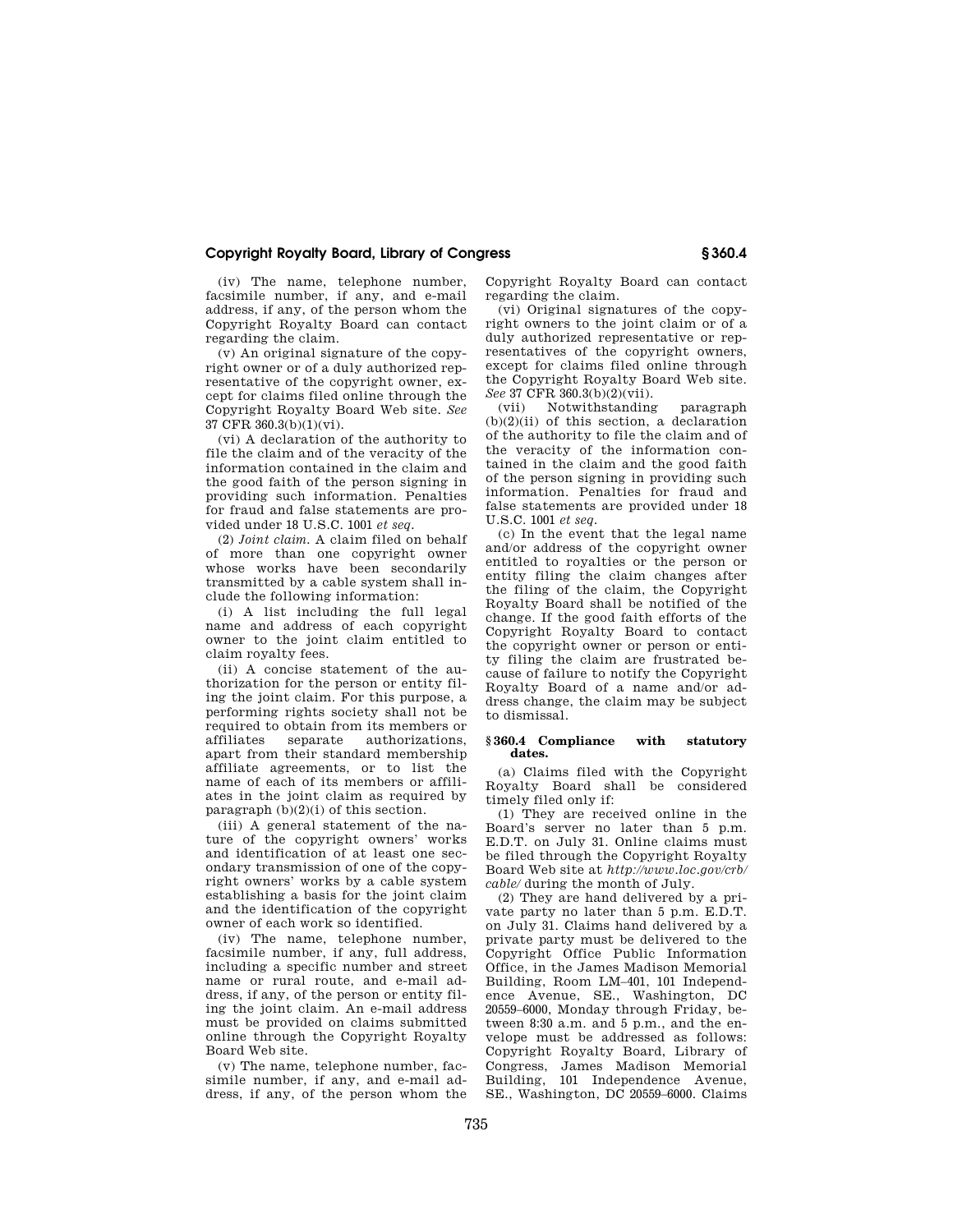(iv) The name, telephone number, facsimile number, if any, and e-mail address, if any, of the person whom the Copyright Royalty Board can contact regarding the claim.

(v) An original signature of the copyright owner or of a duly authorized representative of the copyright owner, except for claims filed online through the Copyright Royalty Board Web site. *See* 37 CFR 360.3(b)(1)(vi).

(vi) A declaration of the authority to file the claim and of the veracity of the information contained in the claim and the good faith of the person signing in providing such information. Penalties for fraud and false statements are provided under 18 U.S.C. 1001 *et seq.*

(2) *Joint claim.* A claim filed on behalf of more than one copyright owner whose works have been secondarily transmitted by a cable system shall include the following information:

(i) A list including the full legal name and address of each copyright owner to the joint claim entitled to claim royalty fees.

(ii) A concise statement of the authorization for the person or entity filing the joint claim. For this purpose, a performing rights society shall not be required to obtain from its members or affiliates separate authorizations, apart from their standard membership affiliate agreements, or to list the name of each of its members or affiliates in the joint claim as required by paragraph (b)(2)(i) of this section.

(iii) A general statement of the nature of the copyright owners' works and identification of at least one secondary transmission of one of the copyright owners' works by a cable system establishing a basis for the joint claim and the identification of the copyright owner of each work so identified.

(iv) The name, telephone number, facsimile number, if any, full address, including a specific number and street name or rural route, and e-mail address, if any, of the person or entity filing the joint claim. An e-mail address must be provided on claims submitted online through the Copyright Royalty Board Web site.

(v) The name, telephone number, facsimile number, if any, and e-mail address, if any, of the person whom the Copyright Royalty Board can contact regarding the claim.

(vi) Original signatures of the copyright owners to the joint claim or of a duly authorized representative or representatives of the copyright owners, except for claims filed online through the Copyright Royalty Board Web site. *See* 37 CFR 360.3(b)(2)(vii).

(vii) Notwithstanding paragraph (b)(2)(ii) of this section, a declaration of the authority to file the claim and of the veracity of the information contained in the claim and the good faith of the person signing in providing such information. Penalties for fraud and false statements are provided under 18 U.S.C. 1001 *et seq.*

(c) In the event that the legal name and/or address of the copyright owner entitled to royalties or the person or entity filing the claim changes after the filing of the claim, the Copyright Royalty Board shall be notified of the change. If the good faith efforts of the Copyright Royalty Board to contact the copyright owner or person or entity filing the claim are frustrated because of failure to notify the Copyright Royalty Board of a name and/or address change, the claim may be subject to dismissal.

### § 360.4 Compliance with statutory dates.

(a) Claims filed with the Copyright Royalty Board shall be considered timely filed only if:

(1) They are received online in the Board's server no later than 5 p.m. E.D.T. on July 31. Online claims must be filed through the Copyright Royalty Board Web site at *http://www.loc.gov/crb/cable/* during the month of July.

(2) They are hand delivered by a private party no later than 5 p.m. E.D.T. on July 31. Claims hand delivered by a private party must be delivered to the Copyright Office Public Information Office, in the James Madison Memorial Building, Room LM–401, 101 Independence Avenue, SE., Washington, DC 20559–6000, Monday through Friday, between 8:30 a.m. and 5 p.m., and the envelope must be addressed as follows: Copyright Royalty Board, Library of Congress, James Madison Memorial Building, 101 Independence Avenue, SE., Washington, DC 20559–6000. Claims